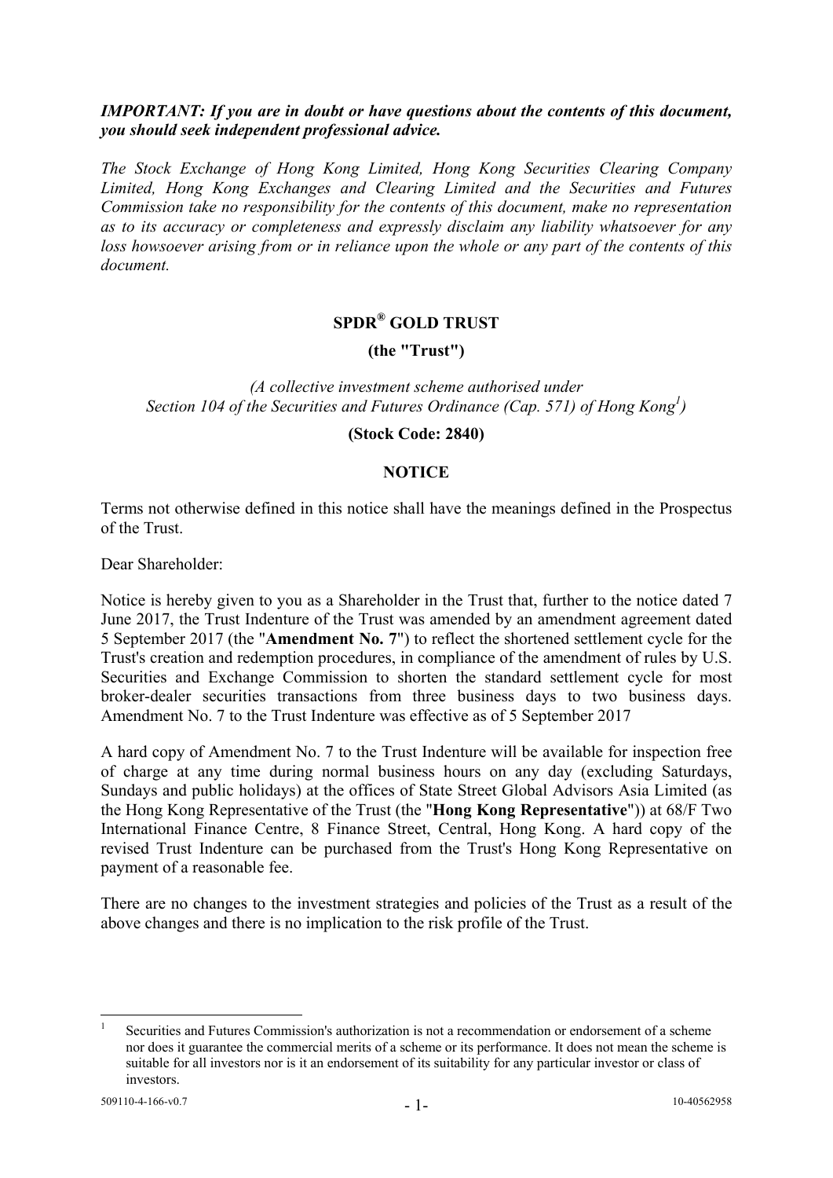***IMPORTANT: If you are in doubt or have questions about the contents of this document, you should seek independent professional advice.***

*The Stock Exchange of Hong Kong Limited, Hong Kong Securities Clearing Company Limited, Hong Kong Exchanges and Clearing Limited and the Securities and Futures Commission take no responsibility for the contents of this document, make no representation as to its accuracy or completeness and expressly disclaim any liability whatsoever for any loss howsoever arising from or in reliance upon the whole or any part of the contents of this document.*

**SPDR® GOLD TRUST**

**(the "Trust")**

*(A collective investment scheme authorised under Section 104 of the Securities and Futures Ordinance (Cap. 571) of Hong Kong[1])*

**(Stock Code: 2840)**

**NOTICE**

Terms not otherwise defined in this notice shall have the meanings defined in the Prospectus of the Trust.

Dear Shareholder:

Notice is hereby given to you as a Shareholder in the Trust that, further to the notice dated 7 June 2017, the Trust Indenture of the Trust was amended by an amendment agreement dated 5 September 2017 (the "**Amendment No. 7**") to reflect the shortened settlement cycle for the Trust's creation and redemption procedures, in compliance of the amendment of rules by U.S. Securities and Exchange Commission to shorten the standard settlement cycle for most broker-dealer securities transactions from three business days to two business days. Amendment No. 7 to the Trust Indenture was effective as of 5 September 2017

A hard copy of Amendment No. 7 to the Trust Indenture will be available for inspection free of charge at any time during normal business hours on any day (excluding Saturdays, Sundays and public holidays) at the offices of State Street Global Advisors Asia Limited (as the Hong Kong Representative of the Trust (the "**Hong Kong Representative**")) at 68/F Two International Finance Centre, 8 Finance Street, Central, Hong Kong. A hard copy of the revised Trust Indenture can be purchased from the Trust's Hong Kong Representative on payment of a reasonable fee.

There are no changes to the investment strategies and policies of the Trust as a result of the above changes and there is no implication to the risk profile of the Trust.

[1] Securities and Futures Commission's authorization is not a recommendation or endorsement of a scheme nor does it guarantee the commercial merits of a scheme or its performance. It does not mean the scheme is suitable for all investors nor is it an endorsement of its suitability for any particular investor or class of investors.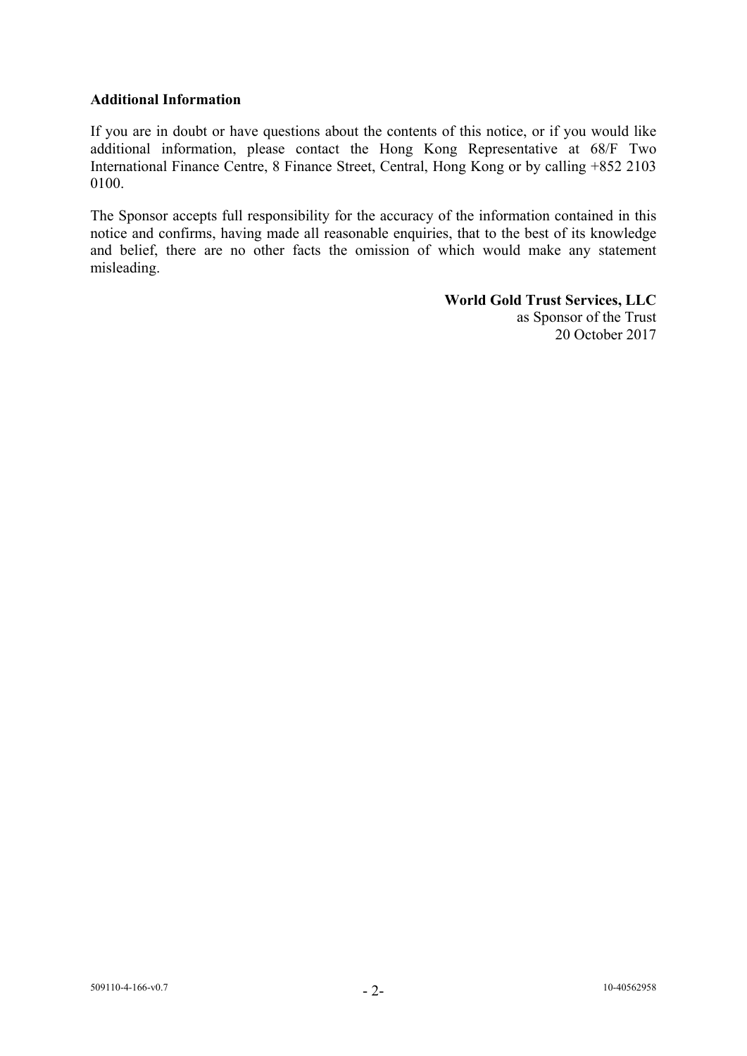**Additional Information**

If you are in doubt or have questions about the contents of this notice, or if you would like additional information, please contact the Hong Kong Representative at 68/F Two International Finance Centre, 8 Finance Street, Central, Hong Kong or by calling +852 2103 0100.

The Sponsor accepts full responsibility for the accuracy of the information contained in this notice and confirms, having made all reasonable enquiries, that to the best of its knowledge and belief, there are no other facts the omission of which would make any statement misleading.

**World Gold Trust Services, LLC**
as Sponsor of the Trust
20 October 2017